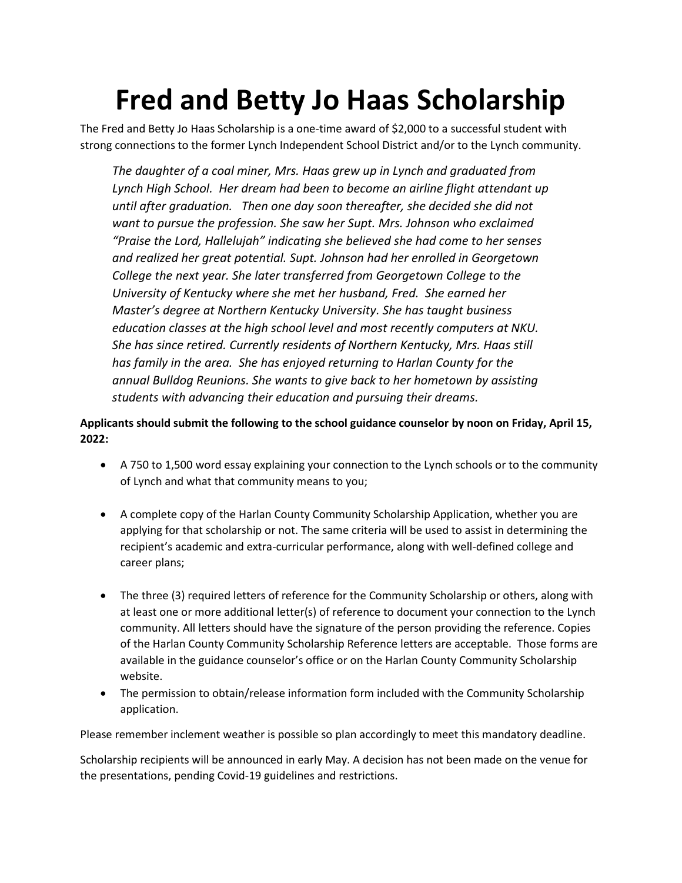# Fred and Betty Jo Haas Scholarship

The Fred and Betty Jo Haas Scholarship is a one-time award of $2,000 to a successful student with strong connections to the former Lynch Independent School District and/or to the Lynch community.

> *The daughter of a coal miner, Mrs. Haas grew up in Lynch and graduated from Lynch High School. Her dream had been to become an airline flight attendant up until after graduation. Then one day soon thereafter, she decided she did not want to pursue the profession. She saw her Supt. Mrs. Johnson who exclaimed "Praise the Lord, Hallelujah" indicating she believed she had come to her senses and realized her great potential. Supt. Johnson had her enrolled in Georgetown College the next year. She later transferred from Georgetown College to the University of Kentucky where she met her husband, Fred. She earned her Master's degree at Northern Kentucky University. She has taught business education classes at the high school level and most recently computers at NKU. She has since retired. Currently residents of Northern Kentucky, Mrs. Haas still has family in the area. She has enjoyed returning to Harlan County for the annual Bulldog Reunions. She wants to give back to her hometown by assisting students with advancing their education and pursuing their dreams.*

**Applicants should submit the following to the school guidance counselor by noon on Friday, April 15, 2022:**

- A 750 to 1,500 word essay explaining your connection to the Lynch schools or to the community of Lynch and what that community means to you;
- A complete copy of the Harlan County Community Scholarship Application, whether you are applying for that scholarship or not. The same criteria will be used to assist in determining the recipient's academic and extra-curricular performance, along with well-defined college and career plans;
- The three (3) required letters of reference for the Community Scholarship or others, along with at least one or more additional letter(s) of reference to document your connection to the Lynch community. All letters should have the signature of the person providing the reference. Copies of the Harlan County Community Scholarship Reference letters are acceptable. Those forms are available in the guidance counselor's office or on the Harlan County Community Scholarship website.
- The permission to obtain/release information form included with the Community Scholarship application.

Please remember inclement weather is possible so plan accordingly to meet this mandatory deadline.

Scholarship recipients will be announced in early May. A decision has not been made on the venue for the presentations, pending Covid-19 guidelines and restrictions.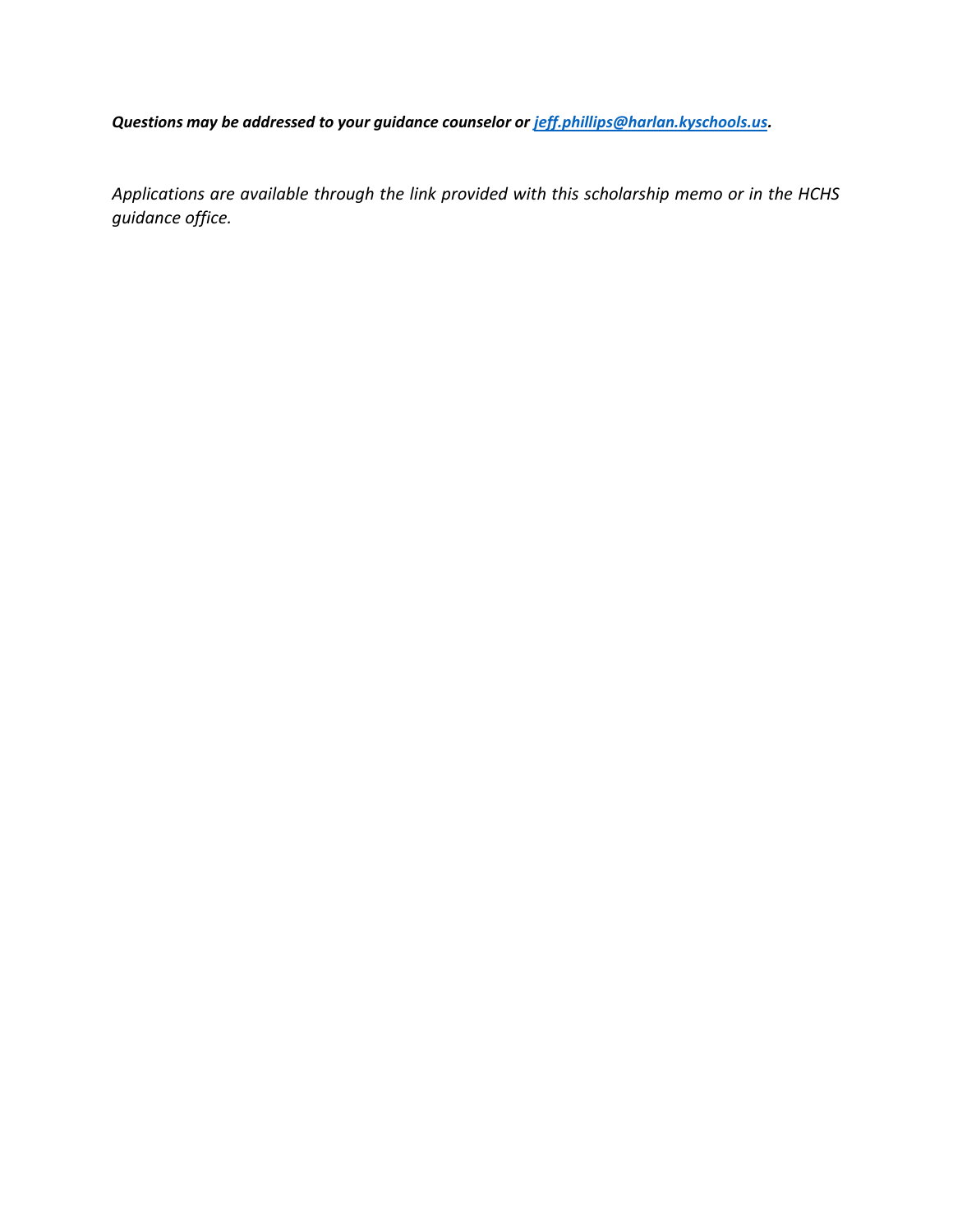***Questions may be addressed to your guidance counselor or [jeff.phillips@harlan.kyschools.us](mailto:jeff.phillips@harlan.kyschools.us).***

*Applications are available through the link provided with this scholarship memo or in the HCHS guidance office.*